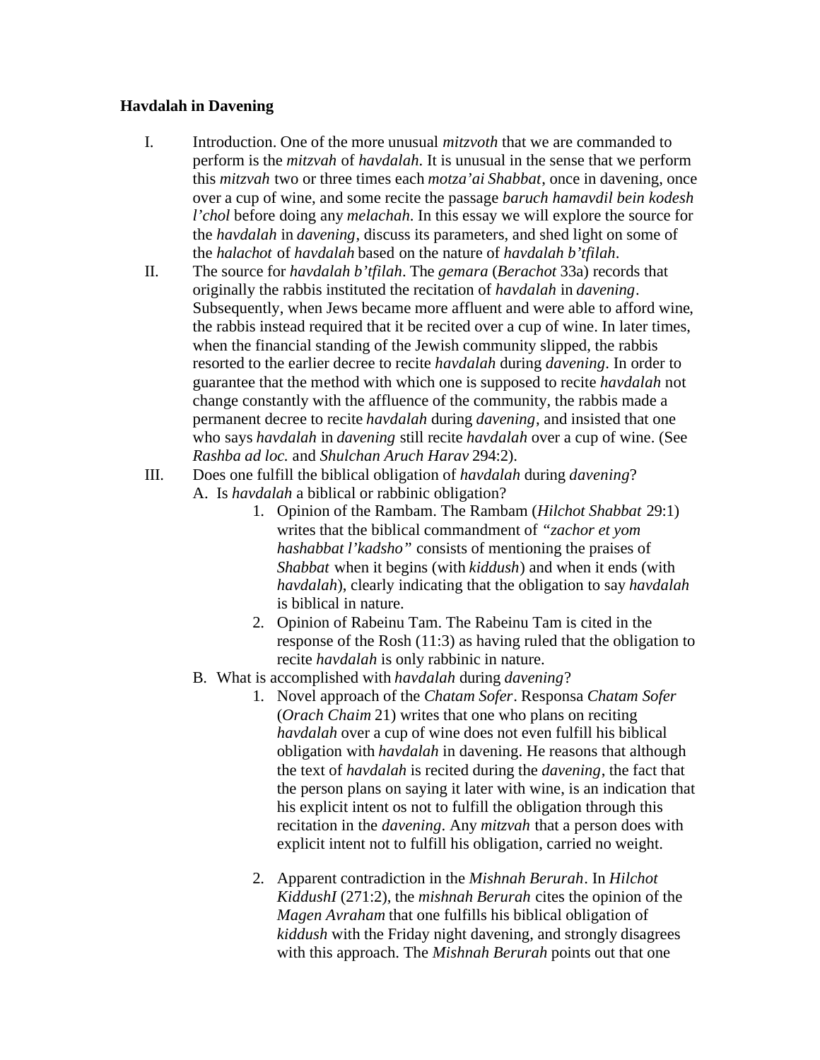**Havdalah in Davening**

I. Introduction. One of the more unusual *mitzvoth* that we are commanded to perform is the *mitzvah* of *havdalah*. It is unusual in the sense that we perform this *mitzvah* two or three times each *motza'ai Shabbat*, once in davening, once over a cup of wine, and some recite the passage *baruch hamavdil bein kodesh l'chol* before doing any *melachah*. In this essay we will explore the source for the *havdalah* in *davening*, discuss its parameters, and shed light on some of the *halachot* of *havdalah* based on the nature of *havdalah b'tfilah*.

II. The source for *havdalah b'tfilah*. The *gemara* (*Berachot* 33a) records that originally the rabbis instituted the recitation of *havdalah* in *davening*. Subsequently, when Jews became more affluent and were able to afford wine, the rabbis instead required that it be recited over a cup of wine. In later times, when the financial standing of the Jewish community slipped, the rabbis resorted to the earlier decree to recite *havdalah* during *davening*. In order to guarantee that the method with which one is supposed to recite *havdalah* not change constantly with the affluence of the community, the rabbis made a permanent decree to recite *havdalah* during *davening*, and insisted that one who says *havdalah* in *davening* still recite *havdalah* over a cup of wine. (See *Rashba ad loc.* and *Shulchan Aruch Harav* 294:2).

III. Does one fulfill the biblical obligation of *havdalah* during *davening*?

   A. Is *havdalah* a biblical or rabbinic obligation?

      1. Opinion of the Rambam. The Rambam (*Hilchot Shabbat* 29:1) writes that the biblical commandment of *"zachor et yom hashabbat l'kadsho"* consists of mentioning the praises of *Shabbat* when it begins (with *kiddush*) and when it ends (with *havdalah*), clearly indicating that the obligation to say *havdalah* is biblical in nature.

      2. Opinion of Rabeinu Tam. The Rabeinu Tam is cited in the response of the Rosh (11:3) as having ruled that the obligation to recite *havdalah* is only rabbinic in nature.

   B. What is accomplished with *havdalah* during *davening*?

      1. Novel approach of the *Chatam Sofer*. Responsa *Chatam Sofer* (*Orach Chaim* 21) writes that one who plans on reciting *havdalah* over a cup of wine does not even fulfill his biblical obligation with *havdalah* in davening. He reasons that although the text of *havdalah* is recited during the *davening*, the fact that the person plans on saying it later with wine, is an indication that his explicit intent os not to fulfill the obligation through this recitation in the *davening*. Any *mitzvah* that a person does with explicit intent not to fulfill his obligation, carried no weight.

      2. Apparent contradiction in the *Mishnah Berurah*. In *Hilchot KiddushI* (271:2), the *mishnah Berurah* cites the opinion of the *Magen Avraham* that one fulfills his biblical obligation of *kiddush* with the Friday night davening, and strongly disagrees with this approach. The *Mishnah Berurah* points out that one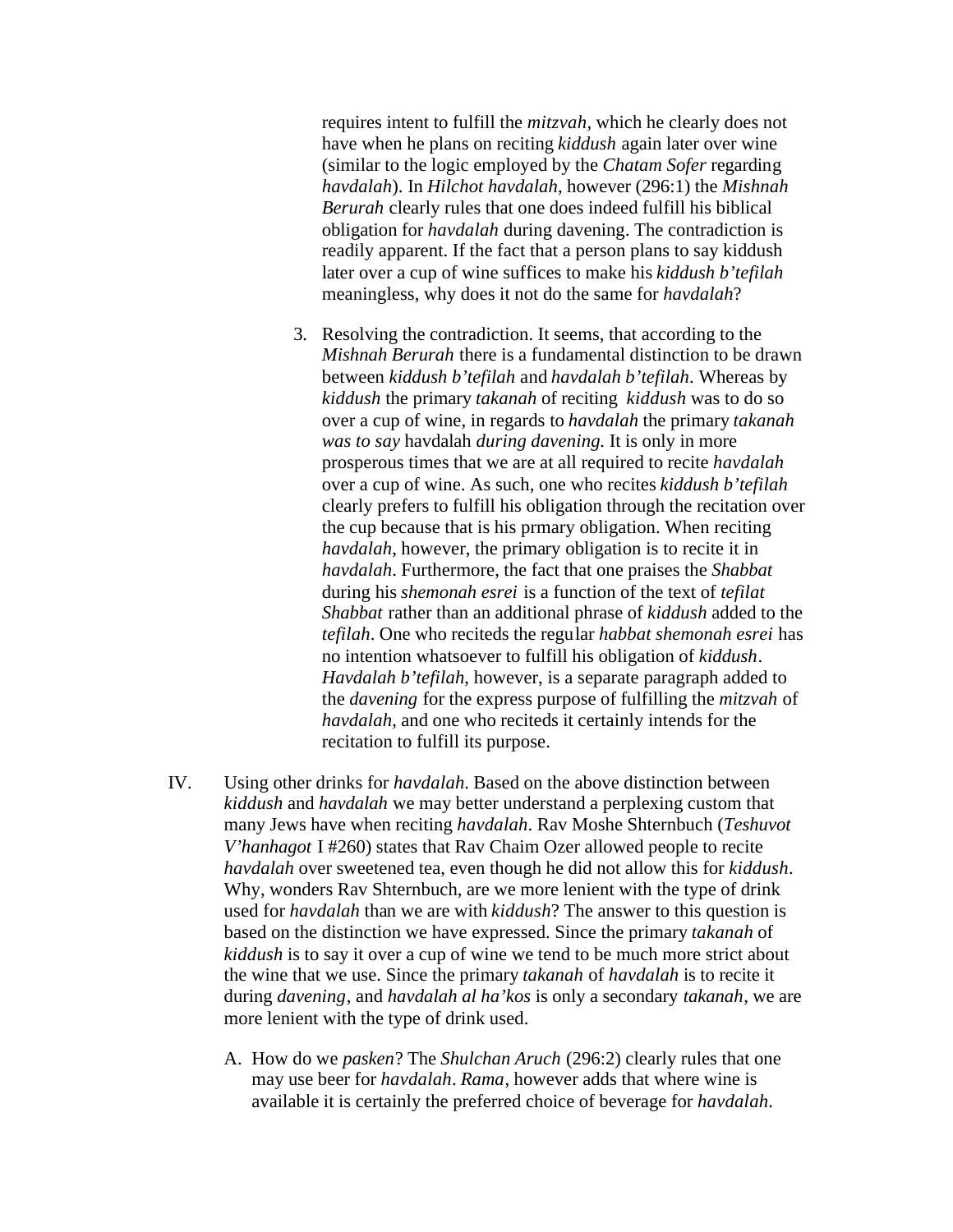requires intent to fulfill the *mitzvah*, which he clearly does not have when he plans on reciting *kiddush* again later over wine (similar to the logic employed by the *Chatam Sofer* regarding *havdalah*). In *Hilchot havdalah*, however (296:1) the *Mishnah Berurah* clearly rules that one does indeed fulfill his biblical obligation for *havdalah* during davening. The contradiction is readily apparent. If the fact that a person plans to say kiddush later over a cup of wine suffices to make his *kiddush b'tefilah* meaningless, why does it not do the same for *havdalah*?

3. Resolving the contradiction. It seems, that according to the *Mishnah Berurah* there is a fundamental distinction to be drawn between *kiddush b'tefilah* and *havdalah b'tefilah*. Whereas by *kiddush* the primary *takanah* of reciting *kiddush* was to do so over a cup of wine, in regards to *havdalah* the primary *takanah was to say* havdalah *during davening.* It is only in more prosperous times that we are at all required to recite *havdalah* over a cup of wine. As such, one who recites *kiddush b'tefilah* clearly prefers to fulfill his obligation through the recitation over the cup because that is his prmary obligation. When reciting *havdalah*, however, the primary obligation is to recite it in *havdalah*. Furthermore, the fact that one praises the *Shabbat* during his *shemonah esrei* is a function of the text of *tefilat Shabbat* rather than an additional phrase of *kiddush* added to the *tefilah*. One who reciteds the regular *habbat shemonah esrei* has no intention whatsoever to fulfill his obligation of *kiddush*. *Havdalah b'tefilah*, however, is a separate paragraph added to the *davening* for the express purpose of fulfilling the *mitzvah* of *havdalah*, and one who reciteds it certainly intends for the recitation to fulfill its purpose.

IV. Using other drinks for *havdalah*. Based on the above distinction between *kiddush* and *havdalah* we may better understand a perplexing custom that many Jews have when reciting *havdalah*. Rav Moshe Shternbuch (*Teshuvot V'hanhagot* I #260) states that Rav Chaim Ozer allowed people to recite *havdalah* over sweetened tea, even though he did not allow this for *kiddush*. Why, wonders Rav Shternbuch, are we more lenient with the type of drink used for *havdalah* than we are with *kiddush*? The answer to this question is based on the distinction we have expressed. Since the primary *takanah* of *kiddush* is to say it over a cup of wine we tend to be much more strict about the wine that we use. Since the primary *takanah* of *havdalah* is to recite it during *davening*, and *havdalah al ha'kos* is only a secondary *takanah*, we are more lenient with the type of drink used.

A. How do we *pasken*? The *Shulchan Aruch* (296:2) clearly rules that one may use beer for *havdalah*. *Rama*, however adds that where wine is available it is certainly the preferred choice of beverage for *havdalah*.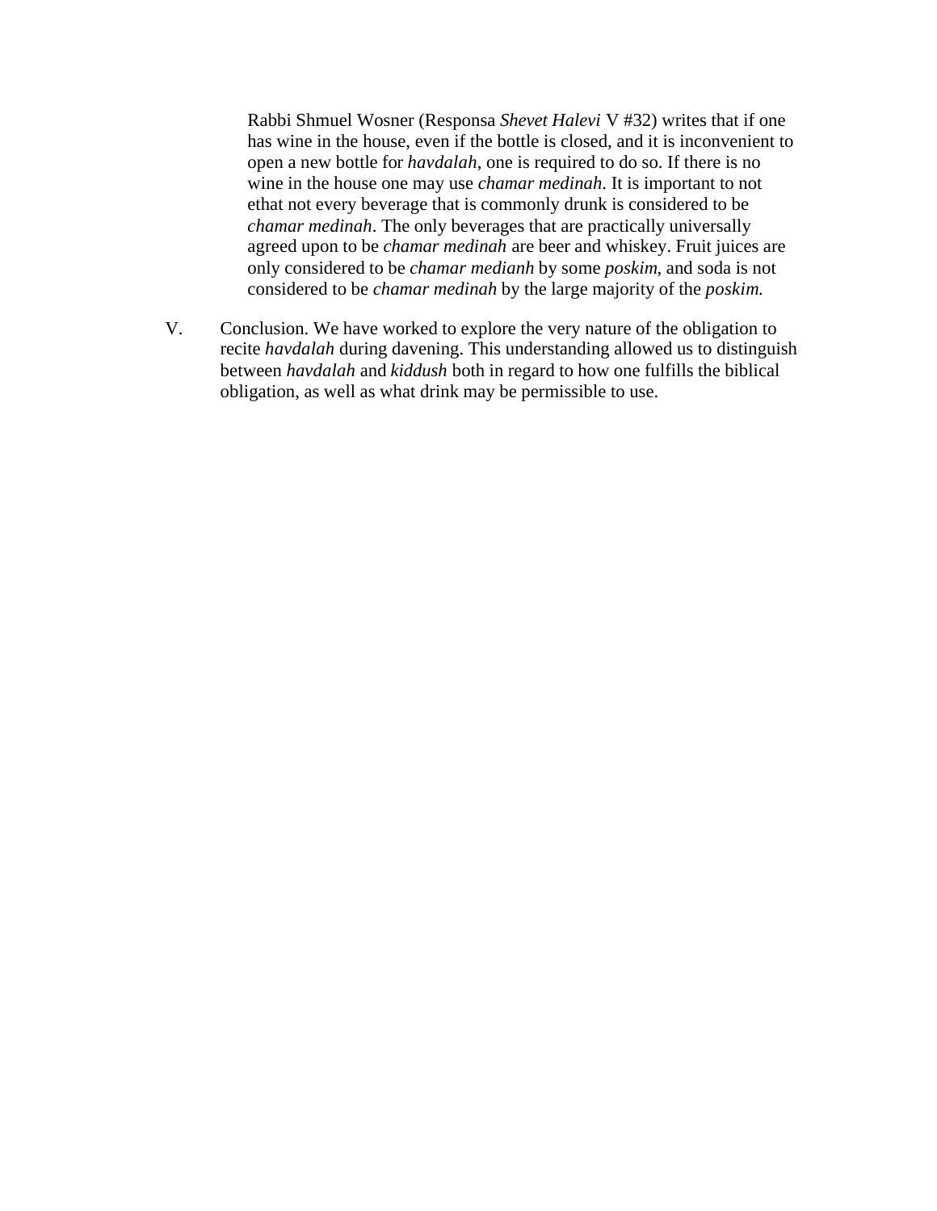Rabbi Shmuel Wosner (Responsa *Shevet Halevi* V #32) writes that if one has wine in the house, even if the bottle is closed, and it is inconvenient to open a new bottle for *havdalah*, one is required to do so. If there is no wine in the house one may use *chamar medinah*. It is important to not ethat not every beverage that is commonly drunk is considered to be *chamar medinah*. The only beverages that are practically universally agreed upon to be *chamar medinah* are beer and whiskey. Fruit juices are only considered to be *chamar medianh* by some *poskim*, and soda is not considered to be *chamar medinah* by the large majority of the *poskim.*

V. Conclusion. We have worked to explore the very nature of the obligation to recite *havdalah* during davening. This understanding allowed us to distinguish between *havdalah* and *kiddush* both in regard to how one fulfills the biblical obligation, as well as what drink may be permissible to use.